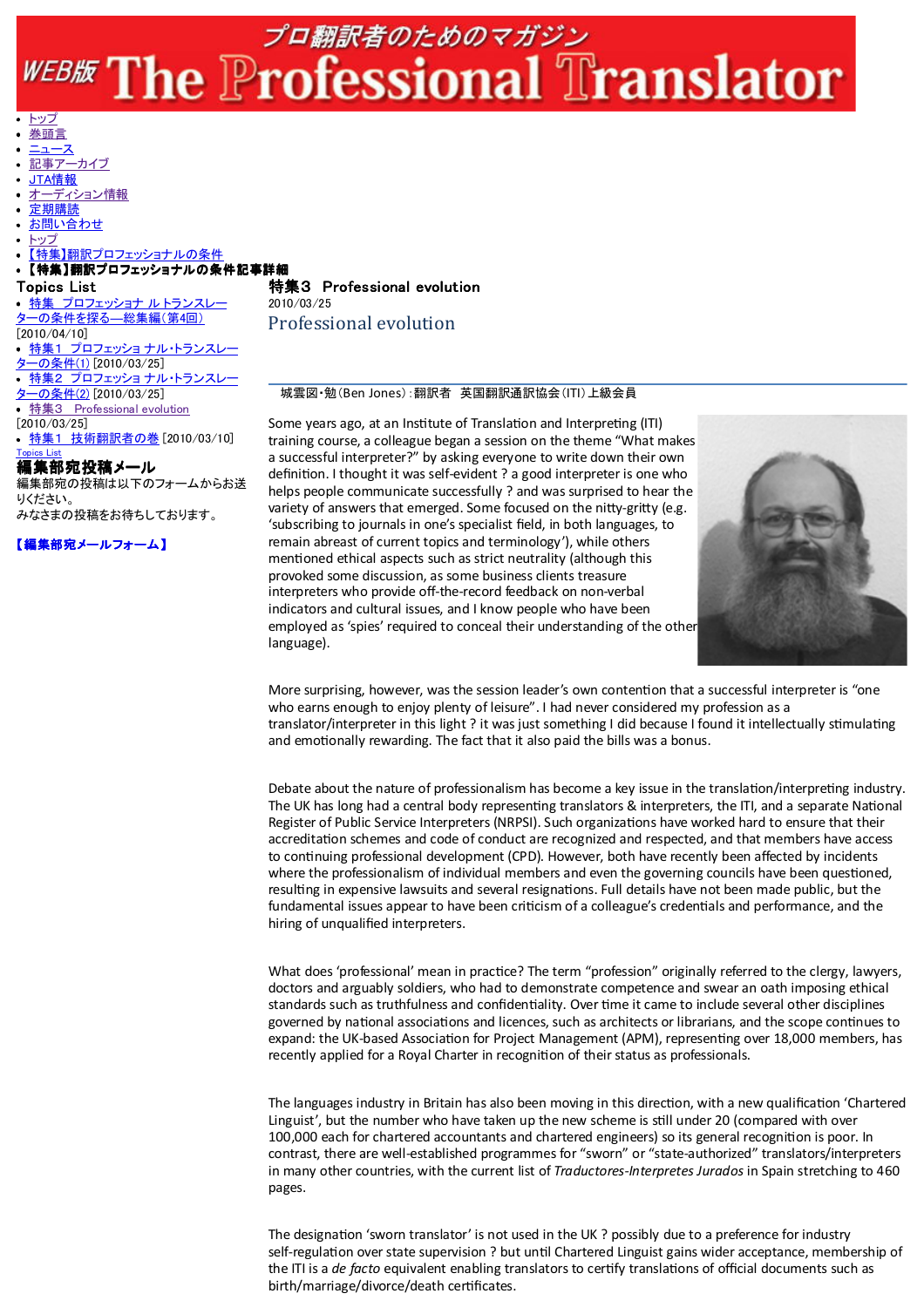# プロ翻訳者のためのマガジン WEB版 The Professional Translator

- トップ
- 巻頭言
- ニュース
- 記事アーカイブ
- JTA情報
- オーディション情報
- 定期購読
- お問い合わせ
- トップ
- 【特集】翻訳プロフェッショナルの条件
- **【特集】翻訳プロフェッショナルの条件記事詳細**

Topics List

- 特集 プロフェッショ ナル・トランスレーターの条件を探る―総集編(第4回) [2010/04/10]
- 特集1 プロフェッショ ナル・トランスレーターの条件(1) [2010/03/25]
- 特集2 プロフェッショ ナル・トランスレーターの条件(2) [2010/03/25]
- 特集3 Professional evolution [2010/03/25]
- 特集1 技術翻訳者の巻 [2010/03/10]

Topics List

**編集部宛投稿メール**

編集部宛の投稿は以下のフォームからお送りください。
みなさまの投稿をお待ちしております。

**【編集部宛メールフォーム】**

## 特集3 Professional evolution

2010/03/25

## Professional evolution

城雲図・勉(Ben Jones):翻訳者 英国翻訳通訳協会(ITI)上級会員

Some years ago, at an Institute of Translation and Interpreting (ITI) training course, a colleague began a session on the theme "What makes a successful interpreter?" by asking everyone to write down their own definition. I thought it was self-evident ? a good interpreter is one who helps people communicate successfully ? and was surprised to hear the variety of answers that emerged. Some focused on the nitty-gritty (e.g. 'subscribing to journals in one's specialist field, in both languages, to remain abreast of current topics and terminology'), while others mentioned ethical aspects such as strict neutrality (although this provoked some discussion, as some business clients treasure interpreters who provide off-the-record feedback on non-verbal indicators and cultural issues, and I know people who have been employed as 'spies' required to conceal their understanding of the other language).

More surprising, however, was the session leader's own contention that a successful interpreter is "one who earns enough to enjoy plenty of leisure". I had never considered my profession as a translator/interpreter in this light ? it was just something I did because I found it intellectually stimulating and emotionally rewarding. The fact that it also paid the bills was a bonus.

Debate about the nature of professionalism has become a key issue in the translation/interpreting industry. The UK has long had a central body representing translators & interpreters, the ITI, and a separate National Register of Public Service Interpreters (NRPSI). Such organizations have worked hard to ensure that their accreditation schemes and code of conduct are recognized and respected, and that members have access to continuing professional development (CPD). However, both have recently been affected by incidents where the professionalism of individual members and even the governing councils have been questioned, resulting in expensive lawsuits and several resignations. Full details have not been made public, but the fundamental issues appear to have been criticism of a colleague's credentials and performance, and the hiring of unqualified interpreters.

What does 'professional' mean in practice? The term "profession" originally referred to the clergy, lawyers, doctors and arguably soldiers, who had to demonstrate competence and swear an oath imposing ethical standards such as truthfulness and confidentiality. Over time it came to include several other disciplines governed by national associations and licences, such as architects or librarians, and the scope continues to expand: the UK-based Association for Project Management (APM), representing over 18,000 members, has recently applied for a Royal Charter in recognition of their status as professionals.

The languages industry in Britain has also been moving in this direction, with a new qualification 'Chartered Linguist', but the number who have taken up the new scheme is still under 20 (compared with over 100,000 each for chartered accountants and chartered engineers) so its general recognition is poor. In contrast, there are well-established programmes for "sworn" or "state-authorized" translators/interpreters in many other countries, with the current list of *Traductores-Interpretes Jurados* in Spain stretching to 460 pages.

The designation 'sworn translator' is not used in the UK ? possibly due to a preference for industry self-regulation over state supervision ? but until Chartered Linguist gains wider acceptance, membership of the ITI is a *de facto* equivalent enabling translators to certify translations of official documents such as birth/marriage/divorce/death certificates.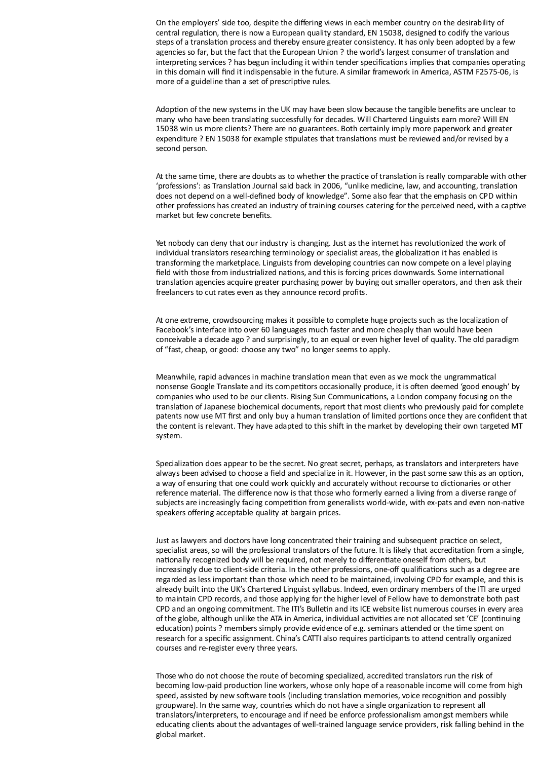On the employers' side too, despite the differing views in each member country on the desirability of central regulation, there is now a European quality standard, EN 15038, designed to codify the various steps of a translation process and thereby ensure greater consistency. It has only been adopted by a few agencies so far, but the fact that the European Union ? the world's largest consumer of translation and interpreting services ? has begun including it within tender specifications implies that companies operating in this domain will find it indispensable in the future. A similar framework in America, ASTM F2575-06, is more of a guideline than a set of prescriptive rules.

Adoption of the new systems in the UK may have been slow because the tangible benefits are unclear to many who have been translating successfully for decades. Will Chartered Linguists earn more? Will EN 15038 win us more clients? There are no guarantees. Both certainly imply more paperwork and greater expenditure ? EN 15038 for example stipulates that translations must be reviewed and/or revised by a second person.

At the same time, there are doubts as to whether the practice of translation is really comparable with other 'professions': as Translation Journal said back in 2006, "unlike medicine, law, and accounting, translation does not depend on a well-defined body of knowledge". Some also fear that the emphasis on CPD within other professions has created an industry of training courses catering for the perceived need, with a captive market but few concrete benefits.

Yet nobody can deny that our industry is changing. Just as the internet has revolutionized the work of individual translators researching terminology or specialist areas, the globalization it has enabled is transforming the marketplace. Linguists from developing countries can now compete on a level playing field with those from industrialized nations, and this is forcing prices downwards. Some international translation agencies acquire greater purchasing power by buying out smaller operators, and then ask their freelancers to cut rates even as they announce record profits.

At one extreme, crowdsourcing makes it possible to complete huge projects such as the localization of Facebook's interface into over 60 languages much faster and more cheaply than would have been conceivable a decade ago ? and surprisingly, to an equal or even higher level of quality. The old paradigm of "fast, cheap, or good: choose any two" no longer seems to apply.

Meanwhile, rapid advances in machine translation mean that even as we mock the ungrammatical nonsense Google Translate and its competitors occasionally produce, it is often deemed 'good enough' by companies who used to be our clients. Rising Sun Communications, a London company focusing on the translation of Japanese biochemical documents, report that most clients who previously paid for complete patents now use MT first and only buy a human translation of limited portions once they are confident that the content is relevant. They have adapted to this shift in the market by developing their own targeted MT system.

Specialization does appear to be the secret. No great secret, perhaps, as translators and interpreters have always been advised to choose a field and specialize in it. However, in the past some saw this as an option, a way of ensuring that one could work quickly and accurately without recourse to dictionaries or other reference material. The difference now is that those who formerly earned a living from a diverse range of subjects are increasingly facing competition from generalists world-wide, with ex-pats and even non-native speakers offering acceptable quality at bargain prices.

Just as lawyers and doctors have long concentrated their training and subsequent practice on select, specialist areas, so will the professional translators of the future. It is likely that accreditation from a single, nationally recognized body will be required, not merely to differentiate oneself from others, but increasingly due to client-side criteria. In the other professions, one-off qualifications such as a degree are regarded as less important than those which need to be maintained, involving CPD for example, and this is already built into the UK's Chartered Linguist syllabus. Indeed, even ordinary members of the ITI are urged to maintain CPD records, and those applying for the higher level of Fellow have to demonstrate both past CPD and an ongoing commitment. The ITI's Bulletin and its ICE website list numerous courses in every area of the globe, although unlike the ATA in America, individual activities are not allocated set 'CE' (continuing education) points ? members simply provide evidence of e.g. seminars attended or the time spent on research for a specific assignment. China's CATTI also requires participants to attend centrally organized courses and re-register every three years.

Those who do not choose the route of becoming specialized, accredited translators run the risk of becoming low-paid production line workers, whose only hope of a reasonable income will come from high speed, assisted by new software tools (including translation memories, voice recognition and possibly groupware). In the same way, countries which do not have a single organization to represent all translators/interpreters, to encourage and if need be enforce professionalism amongst members while educating clients about the advantages of well-trained language service providers, risk falling behind in the global market.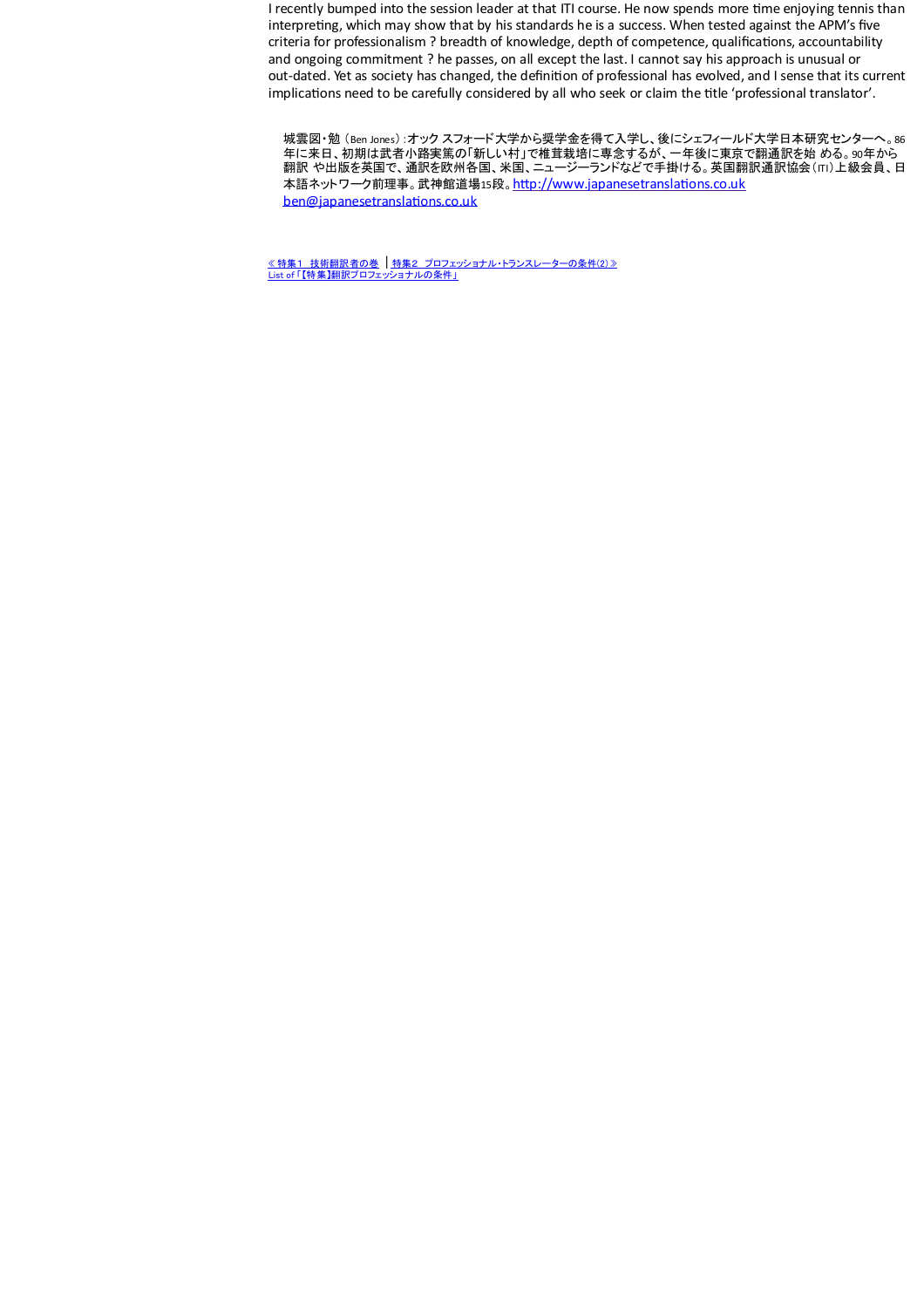I recently bumped into the session leader at that ITI course. He now spends more time enjoying tennis than interpreting, which may show that by his standards he is a success. When tested against the APM's five criteria for professionalism ? breadth of knowledge, depth of competence, qualifications, accountability and ongoing commitment ? he passes, on all except the last. I cannot say his approach is unusual or out-dated. Yet as society has changed, the definition of professional has evolved, and I sense that its current implications need to be carefully considered by all who seek or claim the title 'professional translator'.

城雲図・勉（Ben Jones）：オックスフォード大学から奨学金を得て入学し、後にシェフィールド大学日本研究センターへ。86年に来日、初期は武者小路実篤の「新しい村」で椎茸栽培に専念するが、一年後に東京で翻通訳を始 める。90年から翻訳 や出版を英国で、通訳を欧州各国、米国、ニュージーランドなどで手掛ける。英国翻訳通訳協会（ITI）上級会員、日本語ネットワーク前理事。武神館道場15段。[http://www.japanesetranslations.co.uk](http://www.japanesetranslations.co.uk)
[ben@japanesetranslations.co.uk](mailto:ben@japanesetranslations.co.uk)

≪ 特集1　技術翻訳者の巻 | 特集2　プロフェッショナル・トランスレーターの条件(2) ≫
List of 「【特集】翻訳プロフェッショナルの条件」